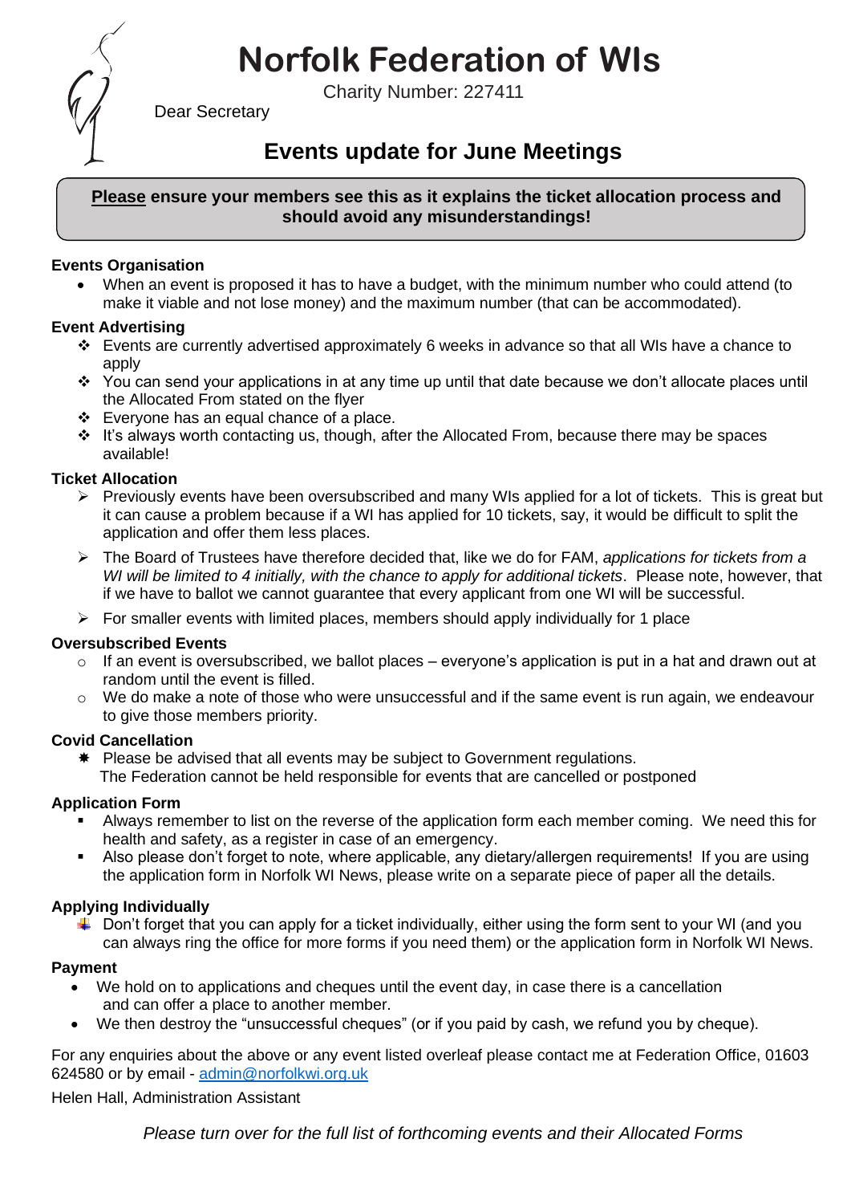# Norfolk Federation of WIs

Charity Number: 227411

Dear Secretary

## Events update for June Meetings

**<u>Please</u> ensure your members see this as it explains the ticket allocation process and should avoid any misunderstandings!**

**Events Organisation**

- When an event is proposed it has to have a budget, with the minimum number who could attend (to make it viable and not lose money) and the maximum number (that can be accommodated).

**Event Advertising**

- Events are currently advertised approximately 6 weeks in advance so that all WIs have a chance to apply
- You can send your applications in at any time up until that date because we don't allocate places until the Allocated From stated on the flyer
- Everyone has an equal chance of a place.
- It's always worth contacting us, though, after the Allocated From, because there may be spaces available!

**Ticket Allocation**

- Previously events have been oversubscribed and many WIs applied for a lot of tickets. This is great but it can cause a problem because if a WI has applied for 10 tickets, say, it would be difficult to split the application and offer them less places.
- The Board of Trustees have therefore decided that, like we do for FAM, *applications for tickets from a WI will be limited to 4 initially, with the chance to apply for additional tickets*. Please note, however, that if we have to ballot we cannot guarantee that every applicant from one WI will be successful.
- For smaller events with limited places, members should apply individually for 1 place

**Oversubscribed Events**

- If an event is oversubscribed, we ballot places – everyone's application is put in a hat and drawn out at random until the event is filled.
- We do make a note of those who were unsuccessful and if the same event is run again, we endeavour to give those members priority.

**Covid Cancellation**

- Please be advised that all events may be subject to Government regulations.
  The Federation cannot be held responsible for events that are cancelled or postponed

**Application Form**

- Always remember to list on the reverse of the application form each member coming. We need this for health and safety, as a register in case of an emergency.
- Also please don't forget to note, where applicable, any dietary/allergen requirements! If you are using the application form in Norfolk WI News, please write on a separate piece of paper all the details.

**Applying Individually**

- Don't forget that you can apply for a ticket individually, either using the form sent to your WI (and you can always ring the office for more forms if you need them) or the application form in Norfolk WI News.

**Payment**

- We hold on to applications and cheques until the event day, in case there is a cancellation and can offer a place to another member.
- We then destroy the "unsuccessful cheques" (or if you paid by cash, we refund you by cheque).

For any enquiries about the above or any event listed overleaf please contact me at Federation Office, 01603 624580 or by email - admin@norfolkwi.org.uk

Helen Hall, Administration Assistant

*Please turn over for the full list of forthcoming events and their Allocated Forms*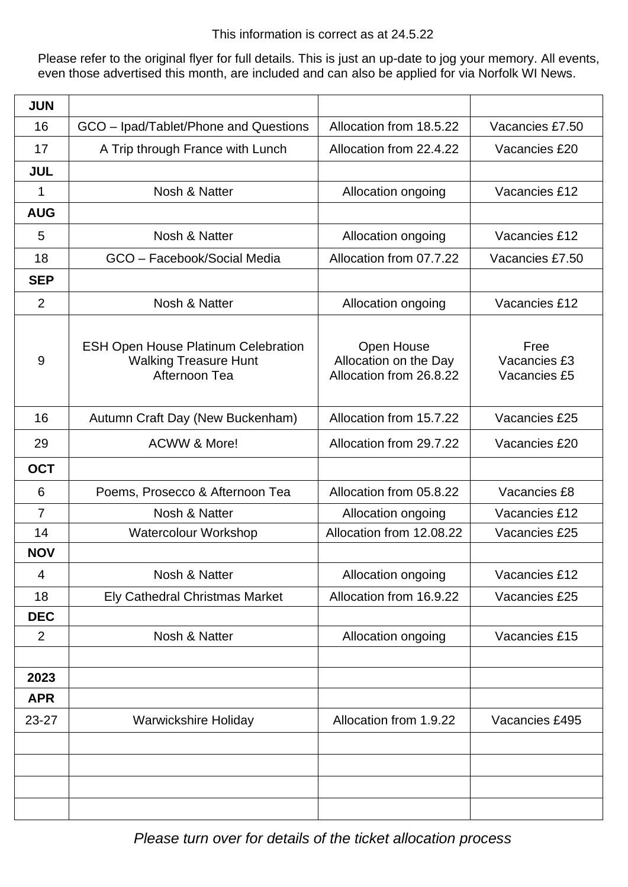This information is correct as at 24.5.22

Please refer to the original flyer for full details. This is just an up-date to jog your memory. All events, even those advertised this month, are included and can also be applied for via Norfolk WI News.

| | | | |
|---|---|---|---|
| **JUN** | | | |
| 16 | GCO – Ipad/Tablet/Phone and Questions | Allocation from 18.5.22 | Vacancies £7.50 |
| 17 | A Trip through France with Lunch | Allocation from 22.4.22 | Vacancies £20 |
| **JUL** | | | |
| 1 | Nosh & Natter | Allocation ongoing | Vacancies £12 |
| **AUG** | | | |
| 5 | Nosh & Natter | Allocation ongoing | Vacancies £12 |
| 18 | GCO – Facebook/Social Media | Allocation from 07.7.22 | Vacancies £7.50 |
| **SEP** | | | |
| 2 | Nosh & Natter | Allocation ongoing | Vacancies £12 |
| 9 | ESH Open House Platinum Celebration<br>Walking Treasure Hunt<br>Afternoon Tea | Open House<br>Allocation on the Day<br>Allocation from 26.8.22 | Free<br>Vacancies £3<br>Vacancies £5 |
| 16 | Autumn Craft Day (New Buckenham) | Allocation from 15.7.22 | Vacancies £25 |
| 29 | ACWW & More! | Allocation from 29.7.22 | Vacancies £20 |
| **OCT** | | | |
| 6 | Poems, Prosecco & Afternoon Tea | Allocation from 05.8.22 | Vacancies £8 |
| 7 | Nosh & Natter | Allocation ongoing | Vacancies £12 |
| 14 | Watercolour Workshop | Allocation from 12.08.22 | Vacancies £25 |
| **NOV** | | | |
| 4 | Nosh & Natter | Allocation ongoing | Vacancies £12 |
| 18 | Ely Cathedral Christmas Market | Allocation from 16.9.22 | Vacancies £25 |
| **DEC** | | | |
| 2 | Nosh & Natter | Allocation ongoing | Vacancies £15 |
| | | | |
| **2023** | | | |
| **APR** | | | |
| 23-27 | Warwickshire Holiday | Allocation from 1.9.22 | Vacancies £495 |
| | | | |
| | | | |
| | | | |
| | | | |

*Please turn over for details of the ticket allocation process*